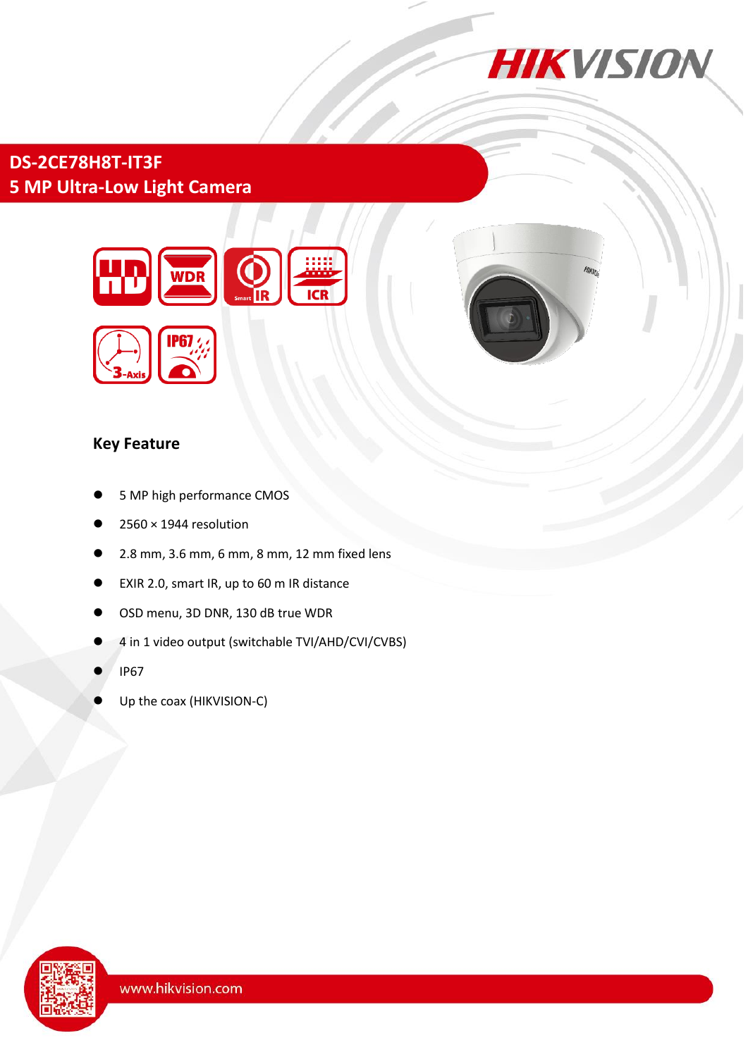# DS-2CE78H8T-IT3F

## 5 MP Ultra-Low Light Camera

### Key Feature

- 5 MP high performance CMOS
- 2560 × 1944 resolution
- 2.8 mm, 3.6 mm, 6 mm, 8 mm, 12 mm fixed lens
- EXIR 2.0, smart IR, up to 60 m IR distance
- OSD menu, 3D DNR, 130 dB true WDR
- 4 in 1 video output (switchable TVI/AHD/CVI/CVBS)
- IP67
- Up the coax (HIKVISION-C)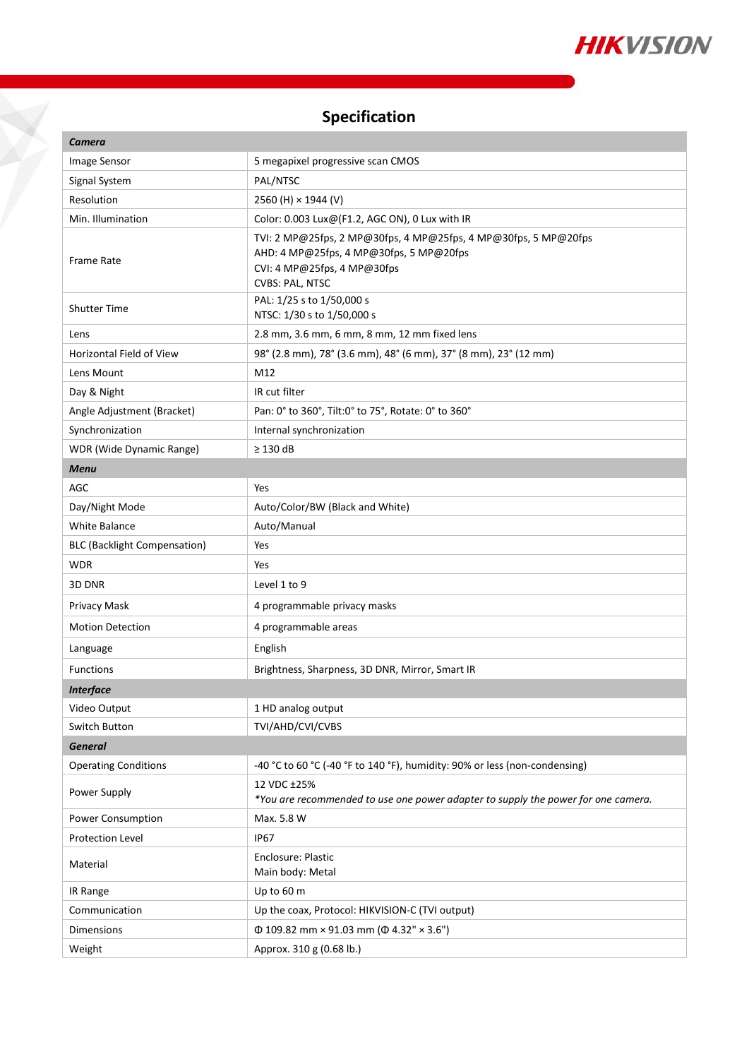## Specification

| Camera | |
|---|---|
| Image Sensor | 5 megapixel progressive scan CMOS |
| Signal System | PAL/NTSC |
| Resolution | 2560 (H) × 1944 (V) |
| Min. Illumination | Color: 0.003 Lux@(F1.2, AGC ON), 0 Lux with IR |
| Frame Rate | TVI: 2 MP@25fps, 2 MP@30fps, 4 MP@25fps, 4 MP@30fps, 5 MP@20fps<br>AHD: 4 MP@25fps, 4 MP@30fps, 5 MP@20fps<br>CVI: 4 MP@25fps, 4 MP@30fps<br>CVBS: PAL, NTSC |
| Shutter Time | PAL: 1/25 s to 1/50,000 s<br>NTSC: 1/30 s to 1/50,000 s |
| Lens | 2.8 mm, 3.6 mm, 6 mm, 8 mm, 12 mm fixed lens |
| Horizontal Field of View | 98° (2.8 mm), 78° (3.6 mm), 48° (6 mm), 37° (8 mm), 23° (12 mm) |
| Lens Mount | M12 |
| Day & Night | IR cut filter |
| Angle Adjustment (Bracket) | Pan: 0° to 360°, Tilt:0° to 75°, Rotate: 0° to 360° |
| Synchronization | Internal synchronization |
| WDR (Wide Dynamic Range) | ≥ 130 dB |
| **Menu** | |
| AGC | Yes |
| Day/Night Mode | Auto/Color/BW (Black and White) |
| White Balance | Auto/Manual |
| BLC (Backlight Compensation) | Yes |
| WDR | Yes |
| 3D DNR | Level 1 to 9 |
| Privacy Mask | 4 programmable privacy masks |
| Motion Detection | 4 programmable areas |
| Language | English |
| Functions | Brightness, Sharpness, 3D DNR, Mirror, Smart IR |
| **Interface** | |
| Video Output | 1 HD analog output |
| Switch Button | TVI/AHD/CVI/CVBS |
| **General** | |
| Operating Conditions | -40 °C to 60 °C (-40 °F to 140 °F), humidity: 90% or less (non-condensing) |
| Power Supply | 12 VDC ±25%<br>*You are recommended to use one power adapter to supply the power for one camera.* |
| Power Consumption | Max. 5.8 W |
| Protection Level | IP67 |
| Material | Enclosure: Plastic<br>Main body: Metal |
| IR Range | Up to 60 m |
| Communication | Up the coax, Protocol: HIKVISION-C (TVI output) |
| Dimensions | Φ 109.82 mm × 91.03 mm (Φ 4.32" × 3.6") |
| Weight | Approx. 310 g (0.68 lb.) |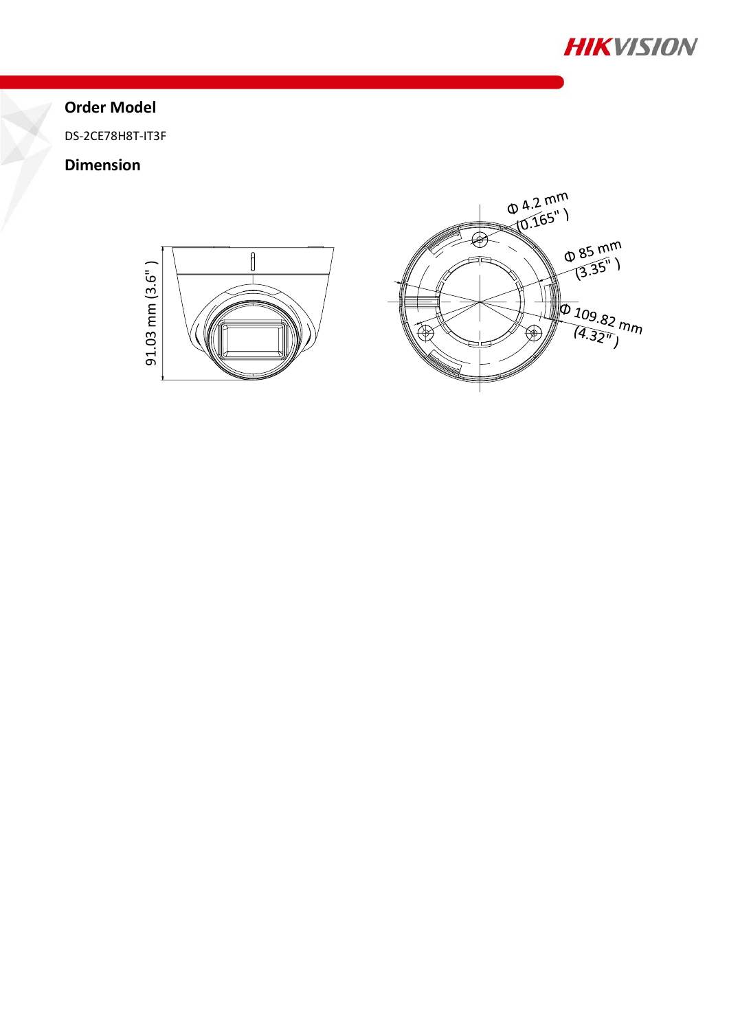## Order Model

DS-2CE78H8T-IT3F

## Dimension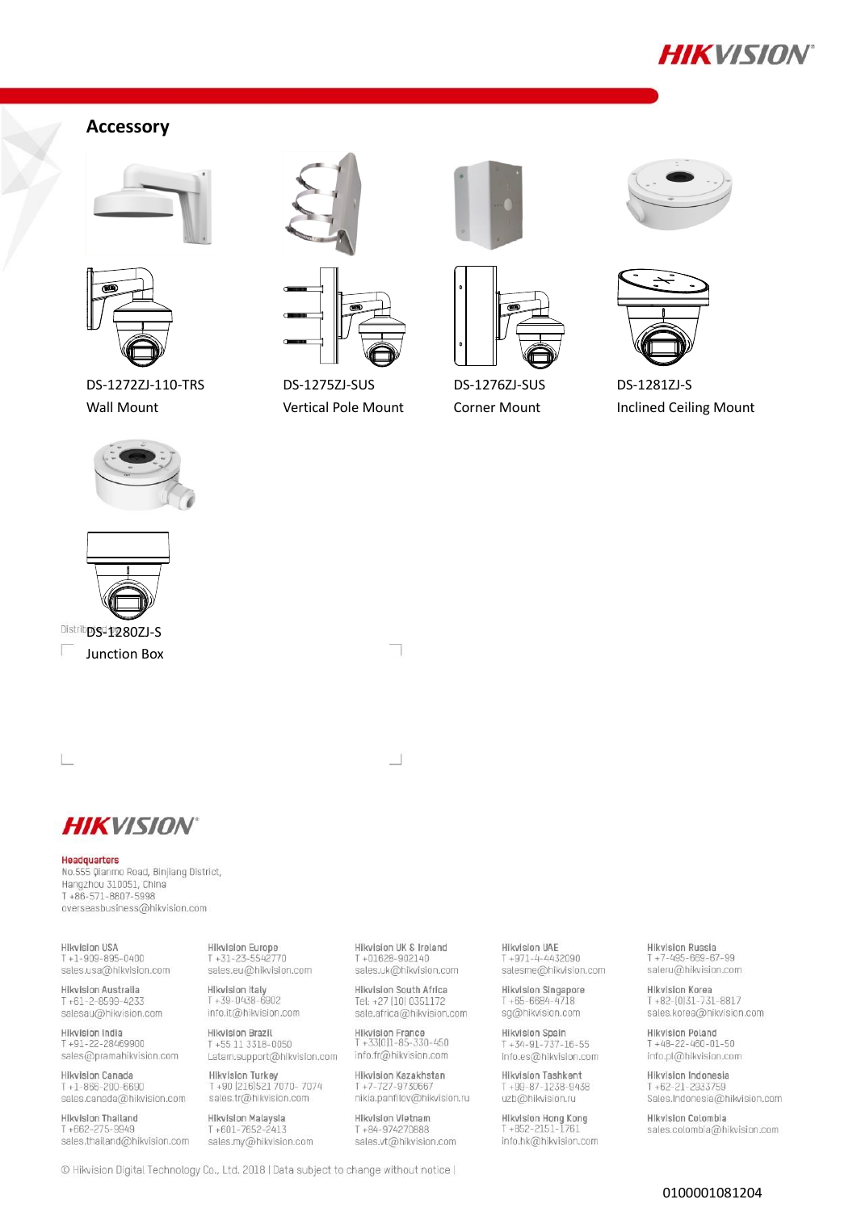## Accessory

DS-1272ZJ-110-TRS
Wall Mount

DS-1275ZJ-SUS
Vertical Pole Mount

DS-1276ZJ-SUS
Corner Mount

DS-1281ZJ-S
Inclined Ceiling Mount

DS-1280ZJ-S
Junction Box

**Headquarters**
No.555 Qianmo Road, Binjiang District,
Hangzhou 310051, China
T +86-571-8807-5998
overseasbusiness@hikvision.com

**Hikvision USA**
T +1-909-895-0400
sales.usa@hikvision.com

**Hikvision Australia**
T +61-2-8599-4233
salesau@hikvision.com

**Hikvision India**
T +91-22-28469900
sales@pramahikvision.com

**Hikvision Canada**
T +1-866-200-6690
sales.canada@hikvision.com

**Hikvision Thailand**
T +662-275-9949
sales.thailand@hikvision.com

**Hikvision Europe**
T +31-23-5542770
sales.eu@hikvision.com

**Hikvision Italy**
T +39-0438-6902
info.it@hikvision.com

**Hikvision Brazil**
T +55 11 3318-0050
Latam.support@hikvision.com

**Hikvision Turkey**
T +90 (216)521 7070- 7074
sales.tr@hikvision.com

**Hikvision Malaysia**
T +601-7652-2413
sales.my@hikvision.com

**Hikvision UK & Ireland**
T +01628-902140
sales.uk@hikvision.com

**Hikvision South Africa**
Tel: +27 (10) 0351172
sale.africa@hikvision.com

**Hikvision France**
T +33(0)1-85-330-450
info.fr@hikvision.com

**Hikvision Kazakhstan**
T +7-727-9730667
nikia.panfilov@hikvision.ru

**Hikvision Vietnam**
T +84-974270888
sales.vt@hikvision.com

**Hikvision UAE**
T +971-4-4432090
salesme@hikvision.com

**Hikvision Singapore**
T +65-6684-4718
sg@hikvision.com

**Hikvision Spain**
T +34-91-737-16-55
info.es@hikvision.com

**Hikvision Tashkent**
T +99-87-1238-9438
uzb@hikvision.ru

**Hikvision Hong Kong**
T +852-2151-1761
info.hk@hikvision.com

**Hikvision Russia**
T +7-495-669-67-99
saleru@hikvision.com

**Hikvision Korea**
T +82-(0)31-731-8817
sales.korea@hikvision.com

**Hikvision Poland**
T +48-22-460-01-50
info.pl@hikvision.com

**Hikvision Indonesia**
T +62-21-2933759
Sales.Indonesia@hikvision.com

**Hikvision Colombia**
sales.colombia@hikvision.com

© Hikvision Digital Technology Co., Ltd. 2018 | Data subject to change without notice |

0100001081204